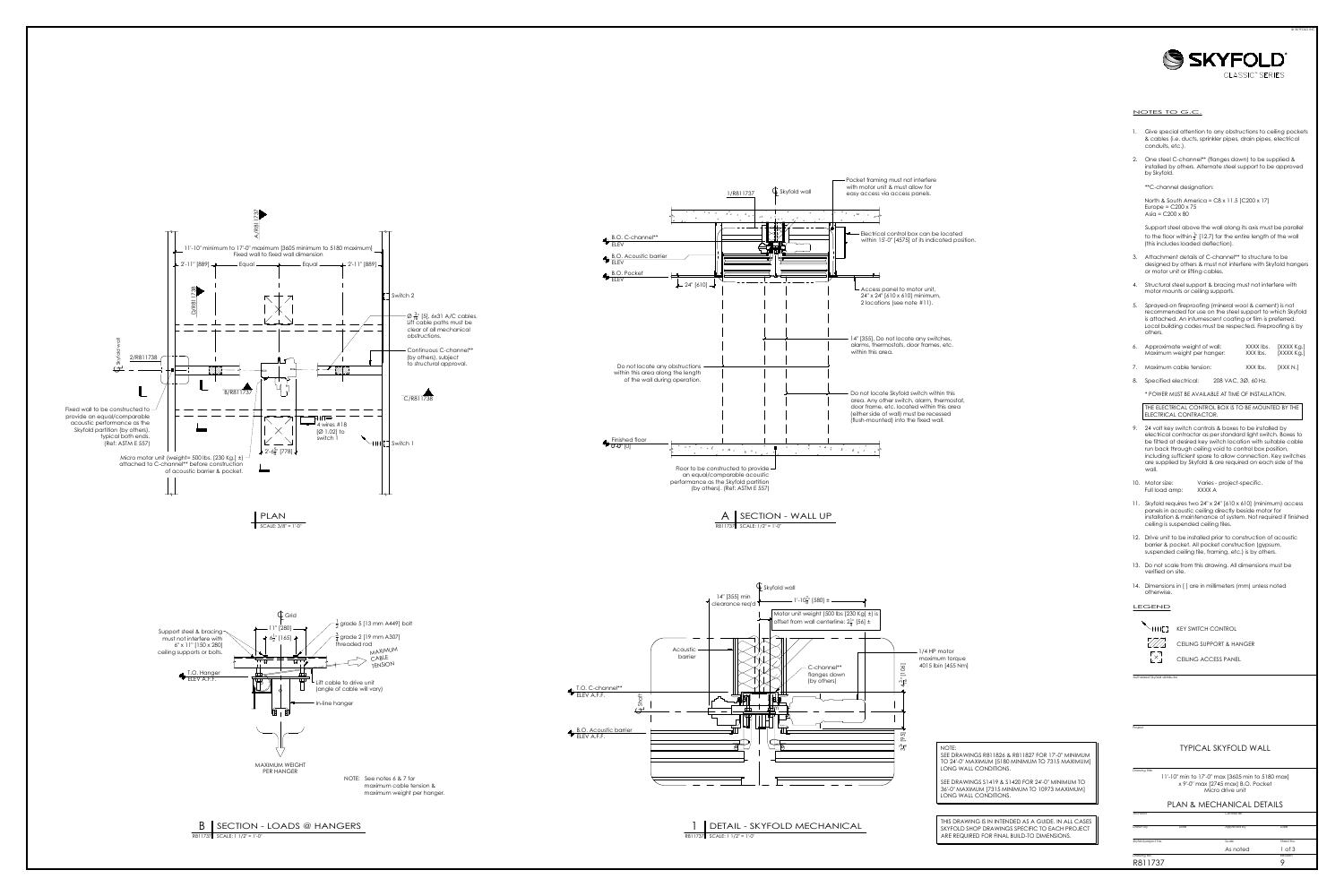# SKYFOLD® CLASSIC™ SERIES

## PLAN

SCALE: 3/8" = 1'-0"

11'-10" minimum to 17'-0" maximum [3605 minimum to 5180 maximum]
Fixed wall to fixed wall dimension

2'-11" [889] — Equal — Equal — 2'-11" [889]

A/R811737
D/R811738
2/R811738
B/R811737
C/R811738

Switch 2

Ø 3/16" [5], 6x31 A/C cables. Lift cable paths must be clear of all mechanical obstructions.

Continuous C-channel** (by others), subject to structural approval.

4 wires #18 [Ø 1.02] to switch 1

Switch 1

2'-6 5/8" [778]

Fixed wall to be constructed to provide an equal/comparable acoustic performance as the Skyfold partition (by others), typical both ends. (Ref: ASTM E 557)

Micro motor unit (weight= 500 lbs. [230 Kg.] ±) attached to C-channel** before construction of acoustic barrier & pocket.

Skyfold wall

## A SECTION - WALL UP

R811737 SCALE: 1/2" = 1'-0"

1/R811737

℄ Skyfold wall

B.O. C-channel** ELEV

B.O. Acoustic barrier ELEV

B.O. Pocket ELEV

24" [610]

Pocket framing must not interfere with motor unit & must allow for easy access via access panels.

Electrical control box can be located within 15'-0" [4575] of its indicated position.

Access panel to motor unit, 24"x 24" [610 x 610] minimum, 2 locations (see note #11).

14" [355]. Do not locate any switches, alarms, thermostats, door frames, etc. within this area.

Do not locate any obstructions within this area along the length of the wall during operation.

Do not locate Skyfold switch within this area. Any other switch, alarm, thermostat, door frame, etc. located within this area (either side of wall) must be recessed (flush-mounted) into the fixed wall.

Finished floor 0'-0" [0]

Floor to be constructed to provide an equal/comparable acoustic performance as the Skyfold partition (by others). (Ref: ASTM E 557)

## B SECTION - LOADS @ HANGERS

R811737 SCALE: 1 1/2" = 1'-0"

℄ Grid

11" [280]

6 1/2" [165]

1/2" grade 5 [13 mm A449] bolt

3/4" grade 2 [19 mm A307] threaded rod

MAXIMUM CABLE TENSION

Support steel & bracing must not interfere with 6" x 11" [150 x 280] ceiling supports or bolts.

T.O. Hanger ELEV A.F.F.

Lift cable to drive unit (angle of cable will vary)

In-line hanger

MAXIMUM WEIGHT PER HANGER

NOTE: See notes 6 & 7 for maximum cable tension & maximum weight per hanger.

## 1 DETAIL - SKYFOLD MECHANICAL

R811737 SCALE: 1 1/2" = 1'-0"

℄ Skyfold wall

14" [355] min clearance req'd

1'-10 7/8" [580] ±

Motor unit weight (500 lbs [230 Kg] ±) is offset from wall centerline: 2 3/16" [56] ±

Acoustic barrier

T.O. C-channel** ELEV A.F.F.

B.O. Acoustic barrier ELEV A.F.F.

℄ Shaft

C-channel** flanges down (by others)

1/4 HP motor maximum torque 4015 lbin [455 Nm]

4 1/4" [108]

NOTE:
SEE DRAWINGS R811826 & R811827 FOR 17'-0" MINIMUM TO 24'-0" MAXIMUM [5180 MINIMUM TO 7315 MAXIMUM] LONG WALL CONDITIONS.

SEE DRAWINGS S1419 & S1420 FOR 24'-0" MINIMUM TO 36'-0" MAXIMUM [7315 MINIMUM TO 10973 MAXIMUM] LONG WALL CONDITIONS.

THIS DRAWING IS INTENDED AS A GUIDE. IN ALL CASES SKYFOLD SHOP DRAWINGS SPECIFIC TO EACH PROJECT ARE REQUIRED FOR FINAL BUILD-TO DIMENSIONS.

## NOTES TO G.C.

1. Give special attention to any obstructions to ceiling pockets & cables (i.e. ducts, sprinkler pipes, drain pipes, electrical conduits, etc.).

2. One steel C-channel** (flanges down) to be supplied & installed by others. Alternate steel support to be approved by Skyfold.

   **C-channel designation:

   North & South America = C8 x 11.5 [C200 x 17]
   Europe = C200 x 75
   Asia = C200 x 80

   Support steel above the wall along its axis must be parallel to the floor within 1/2" [12.7] for the entire length of the wall (this includes loaded deflection).

3. Attachment details of C-channel** to structure to be designed by others & must not interfere with Skyfold hangers or motor unit or lifting cables.

4. Structural steel support & bracing must not interfere with motor mounts or ceiling supports.

5. Sprayed-on fireproofing (mineral wool & cement) is not recommended for use on the steel support to which Skyfold is attached. An intumescent coating or film is preferred. Local building codes must be respected. Fireproofing is by others.

6. Approximate weight of wall: XXXX lbs. [XXXX Kg.]
   Maximum weight per hanger: XXX lbs. [XXXX Kg.]

7. Maximum cable tension: XXX lbs. [XXX N.]

8. Specified electrical: 208 VAC, 3Ø, 60 Hz.

   * POWER MUST BE AVAILABLE AT TIME OF INSTALLATION.

   THE ELECTRICAL CONTROL BOX IS TO BE MOUNTED BY THE ELECTRICAL CONTRACTOR.

9. 24 volt key switch controls & boxes to be installed by electrical contractor as per standard light switch. Boxes to be fitted at desired key switch location with suitable cable run back through ceiling void to control box position, including sufficient spare to allow connection. Key switches are supplied by Skyfold & are required on each side of the wall.

10. Motor size: Varies - project-specific.
    Full load amp: XXXX A

11. Skyfold requires two 24"x 24" [610 x 610] (minimum) access panels in acoustic ceiling directly beside motor for installation & maintenance of system. Not required if finished ceiling is suspended ceiling tiles.

12. Drive unit to be installed prior to construction of acoustic barrier & pocket. All pocket construction (gypsum, suspended ceiling tile, framing, etc.) is by others.

13. Do not scale from this drawing. All dimensions must be verified on site.

14. Dimensions in [ ] are in millimeters (mm) unless noted otherwise.

## LEGEND

- KEY SWITCH CONTROL
- CEILING SUPPORT & HANGER
- CEILING ACCESS PANEL

Project: TYPICAL SKYFOLD WALL

Drawing Title: 11'-10" min to 17'-0" max [3605 min to 5180 max] x 9'-0" max [2745 max] B.O. Pocket Micro drive unit

PLAN & MECHANICAL DETAILS

| Scale | Sheet No. |
|---|---|
| As noted | 1 of 3 |

| Drawing No. | Revision |
|---|---|
| R811737 | 9 |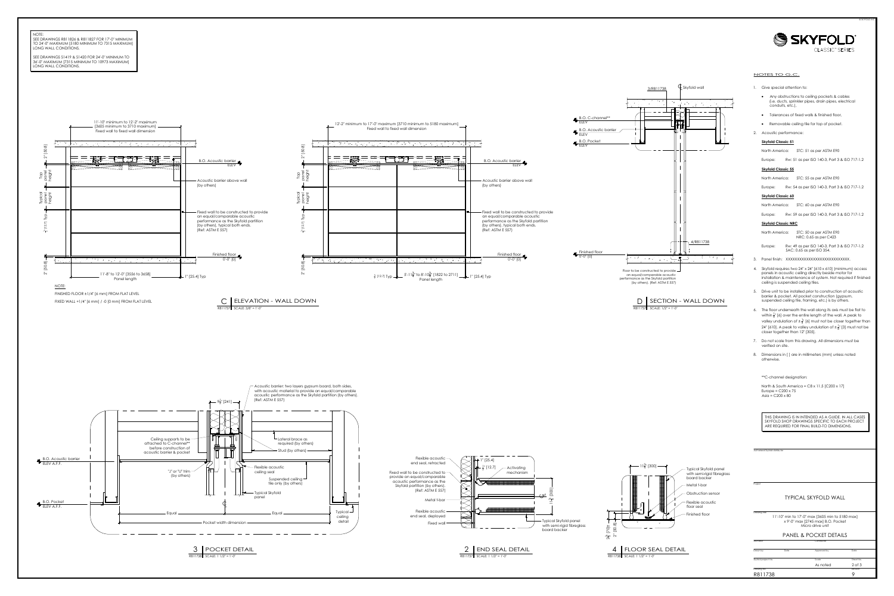NOTE:
SEE DRAWINGS R811826 & R811827 FOR 17'-0" MINIMUM TO 24'-0" MAXIMUM [5180 MINIMUM TO 7315 MAXIMUM] LONG WALL CONDITIONS.

SEE DRAWINGS S1419 & S1420 FOR 24'-0" MINIMUM TO 36'-0" MAXIMUM [7315 MINIMUM TO 10973 MAXIMUM] LONG WALL CONDITIONS.

SKYFOLD CLASSIC SERIES

11'-10" minimum to 12'-2" maximum [3605 minimum to 3710 maximum] Fixed wall to fixed wall dimension

2" [50.8]
Top panel height
Typical panel height
½" [12.7] Typ
2" [50.8]

B.O. Acoustic barrier ELEV

Acoustic barrier above wall (by others)

Fixed wall to be constructed to provide an equal/comparable acoustic performance as the Skyfold partition (by others), typical both ends. (Ref: ASTM E 557)

Finished floor 0'-0" [0]

11'-8" to 12'-0" [3556 to 3658] Panel length

1" [25.4] Typ

NOTE:
FINISHED FLOOR ±1/4" [6 mm] FROM FLAT LEVEL
FIXED WALL +1/4" [6 mm] / -0 [0 mm] FROM FLAT LEVEL

12'-2" minimum to 17'-0" maximum [3710 minimum to 5180 maximum] Fixed wall to fixed wall dimension

B.O. Acoustic barrier ELEV

Acoustic barrier above wall (by others)

Fixed wall to be constructed to provide an equal/comparable acoustic performance as the Skyfold partition (by others), typical both ends. (Ref: ASTM E 557)

Finished floor 0'-0" [0]

½" [12.7] Typ — 5'-11¾" to 8'-10¾" [1822 to 2711] Panel length — 1" [25.4] Typ

C | ELEVATION - WALL DOWN
R811737 SCALE: 3/8" = 1'-0"

3/R811738
℄ Skyfold wall
B.O. C-channel** ELEV
B.O. Acoustic barrier ELEV
B.O. Pocket ELEV
4/R811738
Finished floor 0'-0" [0]
Floor to be constructed to provide an equal/comparable acoustic performance as the Skyfold partition (by others). (Ref: ASTM E 557)

D | SECTION - WALL DOWN
R811737 SCALE: 1/2" = 1'-0"

## NOTES TO G.C.

1. Give special attention to:
   - Any obstructions to ceiling pockets & cables (i.e. ducts, sprinkler pipes, drain pipes, electrical conduits, etc.).
   - Tolerances of fixed walls & finished floor.
   - Removable ceiling tile for top of pocket.
2. Acoustic performance:

   **Skyfold Classic 51**
   North America: STC: 51 as per ASTM E90
   Europe: Rw: 51 as per ISO 140-3, Part 3 & ISO 717-1.2

   **Skyfold Classic 55**
   North America: STC: 55 as per ASTM E90
   Europe: Rw: 54 as per ISO 140-3, Part 3 & ISO 717-1.2

   **Skyfold Classic 60**
   North America: STC: 60 as per ASTM E90
   Europe: Rw: 59 as per ISO 140-3, Part 3 & ISO 717-1.2

   **Skyfold Classic NRC**
   North America: STC: 50 as per ASTM E90
   NRC: 0.65 as per C423
   Europe: Rw: 49 as per ISO 140-3, Part 3 & ISO 717-1.2
   SAC: 0.65 as per ISO 354.
3. Panel finish: XXXXXXXXXXXXXXXXXXXXXXXXXXX.
4. Skyfold requires two 24" x 24" [610 x 610] (minimum) access panels in acoustic ceiling directly beside motor for installation & maintenance of system. Not required if finished ceiling is suspended ceiling tiles.
5. Drive unit to be installed prior to construction of acoustic barrier & pocket. All pocket construction (gypsum, suspended ceiling tile, framing, etc.) is by others.
6. The floor underneath the wall along its axis must be flat to within ¼" [6] over the entire length of the wall. A peak to valley undulation of ±¼" [6] must not be closer together than 24" [610]. A peak to valley undulation of ±⅛" [3] must not be closer together than 12" [305].
7. Do not scale from this drawing. All dimensions must be verified on site.
8. Dimensions in [ ] are in millimeters (mm) unless noted otherwise.

**C-channel designation:
North & South America = C8 x 11.5 [C200 x 17]
Europe = C200 x 75
Asia = C200 x 80

THIS DRAWING IS IN INTENDED AS A GUIDE. IN ALL CASES SKYFOLD SHOP DRAWINGS SPECIFIC TO EACH PROJECT ARE REQUIRED FOR FINAL BUILD-TO DIMENSIONS.

Acoustic barrier: two layers gypsum board, both sides, with acoustic material to provide an equal/comparable acoustic performance as the Skyfold partition (by others). (Ref: ASTM E 557)

9½" [241]

Ceiling supports to be attached to C-channel** before construction of acoustic barrier & pocket

Lateral brace as required (by others)
Stud (by others)
"J" or "U" trim (by others)
Flexible acoustic ceiling seal
Suspended ceiling tile only (by others)
Typical Skyfold panel
B.O. Acoustic barrier ELEV A.F.F.
B.O. Pocket ELEV A.F.F.
Equal — ℄ — Equal
Pocket width dimension
Typical ceiling detail

3 | POCKET DETAIL
R811738 SCALE: 1 1/2" = 1'-0"

Flexible acoustic end seal, retracted
1" [25.4]
½" [12.7]
Activating mechanism
Fixed wall to be constructed to provide an equal/comparable acoustic performance as the Skyfold partition (by others). (Ref: ASTM E 557)
Metal I-bar
Flexible acoustic end seal, deployed
Fixed wall
11¾" [300]
Typical Skyfold panel with semi-rigid fibreglass board backer

2 | END SEAL DETAIL
R811737 SCALE: 1 1/2" = 1'-0"

11¾" [300]
Typical Skyfold panel with semi-rigid fibreglass board backer
Metal I-bar
Obstruction sensor
Flexible acoustic floor seal
Finished floor
2" [50.8]
2¾" [70]

4 | FLOOR SEAL DETAIL
R811738 SCALE: 1 1/2" = 1'-0"

Project:

TYPICAL SKYFOLD WALL

Drawing title:
11'-10" min to 17'-0" max [3605 min to 5180 max] x 9'-0" max [2745 max] B.O. Pocket
Micro drive unit

PANEL & POCKET DETAILS

| Drawn by | Date | Approved by | Date |
|---|---|---|---|
| Skyfold project No. | | Scale | Sheet No. |
| | | As noted | 2 of 3 |
| Drawing No. | | | Revision |
| R811738 | | | 9 |